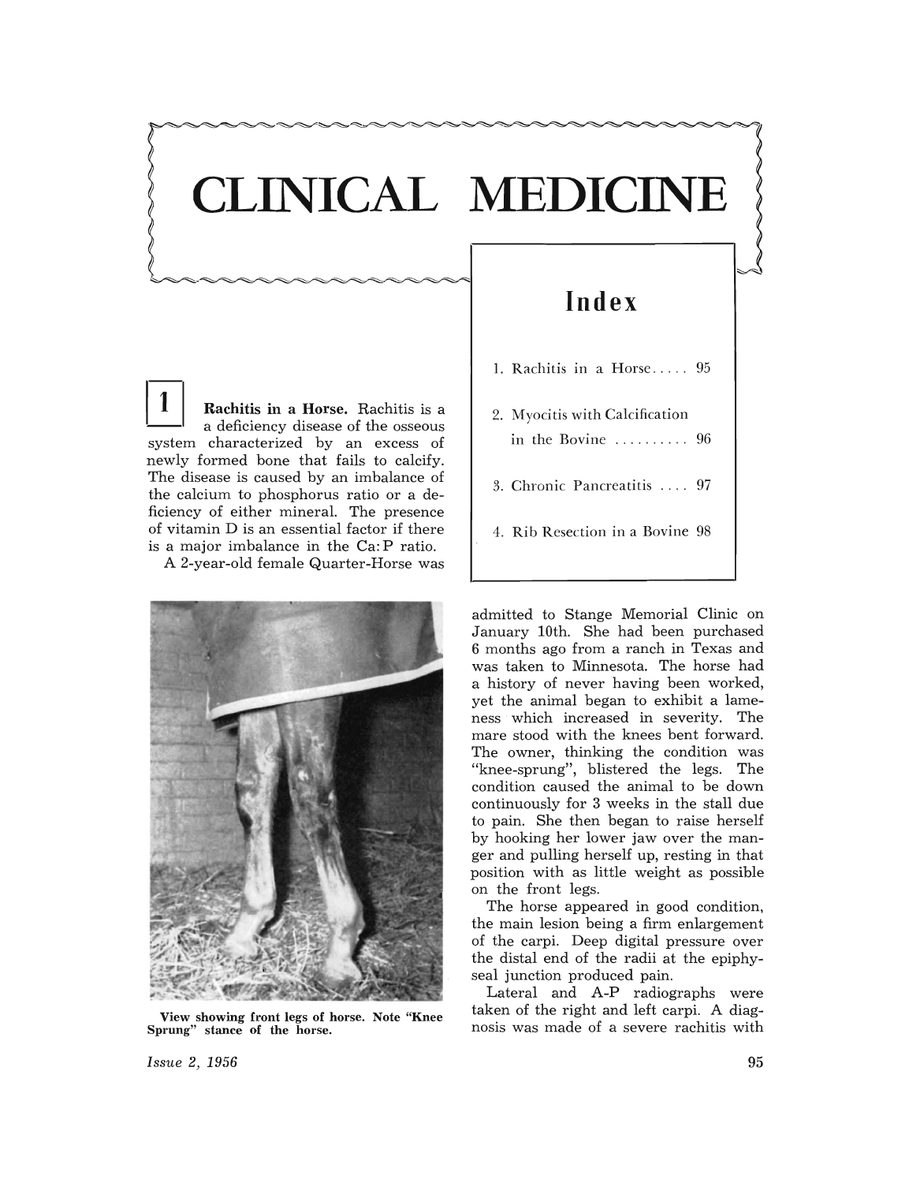# CLINICAL MEDICINE

## Index

1. Rachitis in a Horse..... 95
2. Myocitis with Calcification in the Bovine .......... 96
3. Chronic Pancreatitis .... 97
4. Rib Resection in a Bovine 98

### 1

**Rachitis in a Horse.** Rachitis is a a deficiency disease of the osseous system characterized by an excess of newly formed bone that fails to calcify. The disease is caused by an imbalance of the calcium to phosphorus ratio or a deficiency of either mineral. The presence of vitamin D is an essential factor if there is a major imbalance in the Ca:P ratio.

A 2-year-old female Quarter-Horse was admitted to Stange Memorial Clinic on January 10th. She had been purchased 6 months ago from a ranch in Texas and was taken to Minnesota. The horse had a history of never having been worked, yet the animal began to exhibit a lameness which increased in severity. The mare stood with the knees bent forward. The owner, thinking the condition was "knee-sprung", blistered the legs. The condition caused the animal to be down continuously for 3 weeks in the stall due to pain. She then began to raise herself by hooking her lower jaw over the manger and pulling herself up, resting in that position with as little weight as possible on the front legs.

**View showing front legs of horse. Note "Knee Sprung" stance of the horse.**

The horse appeared in good condition, the main lesion being a firm enlargement of the carpi. Deep digital pressure over the distal end of the radii at the epiphyseal junction produced pain.

Lateral and A-P radiographs were taken of the right and left carpi. A diagnosis was made of a severe rachitis with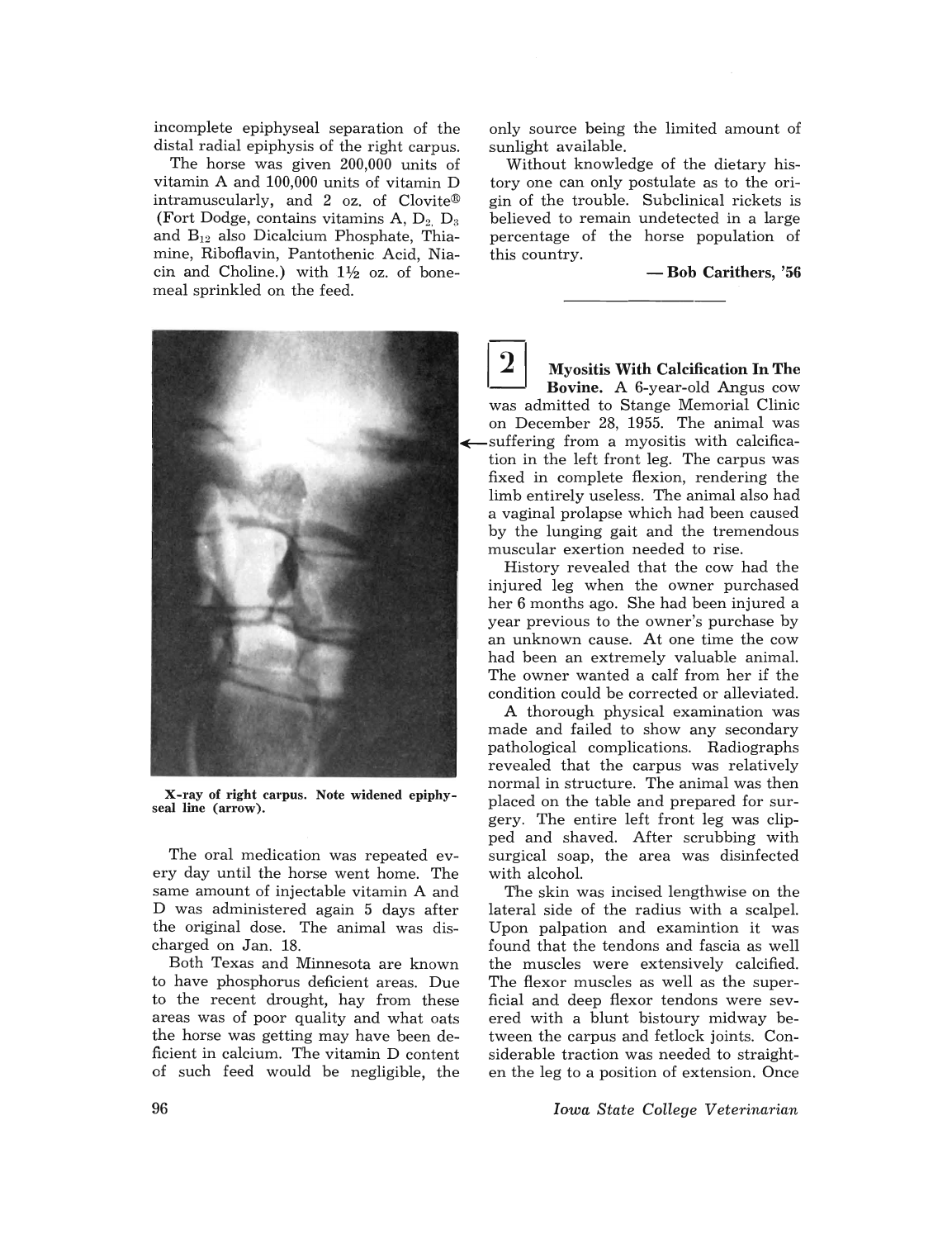incomplete epiphyseal separation of the distal radial epiphysis of the right carpus.

The horse was given 200,000 units of vitamin A and 100,000 units of vitamin D intramuscularly, and 2 oz. of Clovite® (Fort Dodge, contains vitamins A, $D_2$, $D_3$ and $B_{12}$ also Dicalcium Phosphate, Thiamine, Riboflavin, Pantothenic Acid, Niacin and Choline.) with 1½ oz. of bonemeal sprinkled on the feed.

X-ray of right carpus. Note widened epiphyseal line (arrow).

The oral medication was repeated every day until the horse went home. The same amount of injectable vitamin A and D was administered again 5 days after the original dose. The animal was discharged on Jan. 18.

Both Texas and Minnesota are known to have phosphorus deficient areas. Due to the recent drought, hay from these areas was of poor quality and what oats the horse was getting may have been deficient in calcium. The vitamin D content of such feed would be negligible, the only source being the limited amount of sunlight available.

Without knowledge of the dietary history one can only postulate as to the origin of the trouble. Subclinical rickets is believed to remain undetected in a large percentage of the horse population of this country.

— **Bob Carithers, '56**

---

**2** **Myositis With Calcification In The Bovine.** A 6-year-old Angus cow was admitted to Stange Memorial Clinic on December 28, 1955. The animal was suffering from a myositis with calcification in the left front leg. The carpus was fixed in complete flexion, rendering the limb entirely useless. The animal also had a vaginal prolapse which had been caused by the lunging gait and the tremendous muscular exertion needed to rise.

History revealed that the cow had the injured leg when the owner purchased her 6 months ago. She had been injured a year previous to the owner's purchase by an unknown cause. At one time the cow had been an extremely valuable animal. The owner wanted a calf from her if the condition could be corrected or alleviated.

A thorough physical examination was made and failed to show any secondary pathological complications. Radiographs revealed that the carpus was relatively normal in structure. The animal was then placed on the table and prepared for surgery. The entire left front leg was clipped and shaved. After scrubbing with surgical soap, the area was disinfected with alcohol.

The skin was incised lengthwise on the lateral side of the radius with a scalpel. Upon palpation and examintion it was found that the tendons and fascia as well the muscles were extensively calcified. The flexor muscles as well as the superficial and deep flexor tendons were severed with a blunt bistoury midway between the carpus and fetlock joints. Considerable traction was needed to straighten the leg to a position of extension. Once